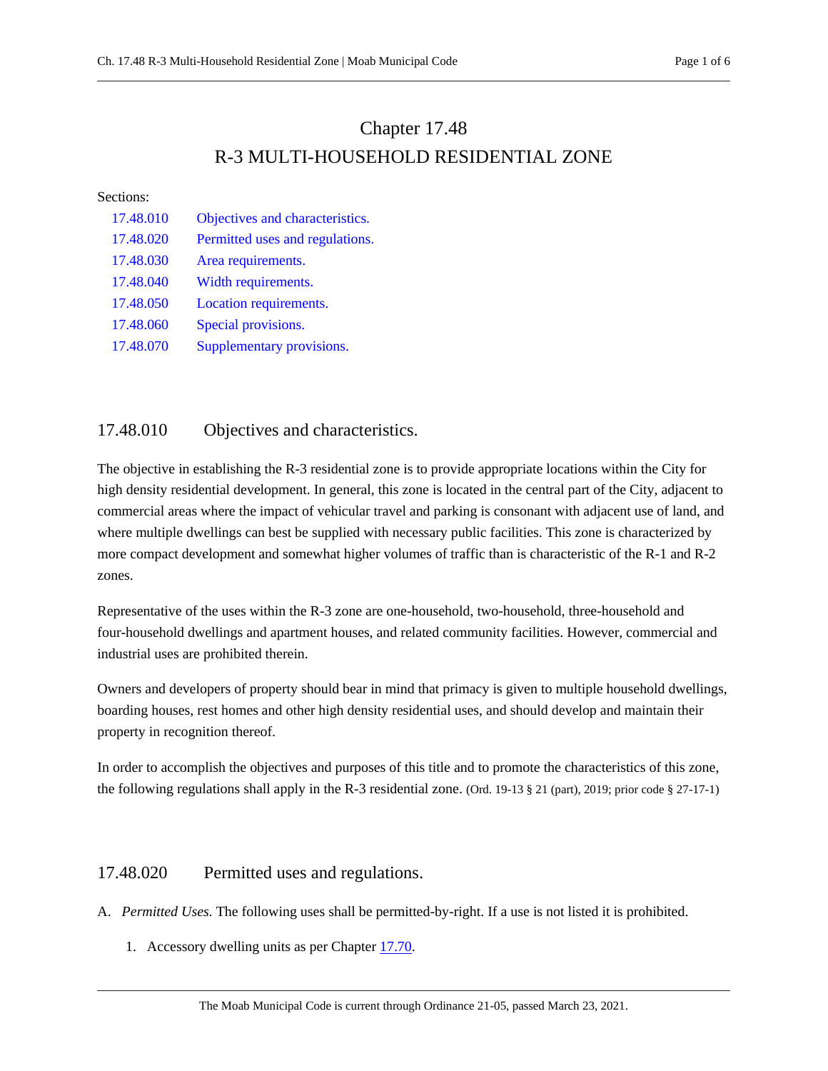# Chapter 17.48
# R-3 MULTI-HOUSEHOLD RESIDENTIAL ZONE

Sections:

| | |
|---|---|
| 17.48.010 | Objectives and characteristics. |
| 17.48.020 | Permitted uses and regulations. |
| 17.48.030 | Area requirements. |
| 17.48.040 | Width requirements. |
| 17.48.050 | Location requirements. |
| 17.48.060 | Special provisions. |
| 17.48.070 | Supplementary provisions. |

## 17.48.010 Objectives and characteristics.

The objective in establishing the R-3 residential zone is to provide appropriate locations within the City for high density residential development. In general, this zone is located in the central part of the City, adjacent to commercial areas where the impact of vehicular travel and parking is consonant with adjacent use of land, and where multiple dwellings can best be supplied with necessary public facilities. This zone is characterized by more compact development and somewhat higher volumes of traffic than is characteristic of the R-1 and R-2 zones.

Representative of the uses within the R-3 zone are one-household, two-household, three-household and four-household dwellings and apartment houses, and related community facilities. However, commercial and industrial uses are prohibited therein.

Owners and developers of property should bear in mind that primacy is given to multiple household dwellings, boarding houses, rest homes and other high density residential uses, and should develop and maintain their property in recognition thereof.

In order to accomplish the objectives and purposes of this title and to promote the characteristics of this zone, the following regulations shall apply in the R-3 residential zone. (Ord. 19-13 § 21 (part), 2019; prior code § 27-17-1)

## 17.48.020 Permitted uses and regulations.

A. *Permitted Uses.* The following uses shall be permitted-by-right. If a use is not listed it is prohibited.

1. Accessory dwelling units as per Chapter 17.70.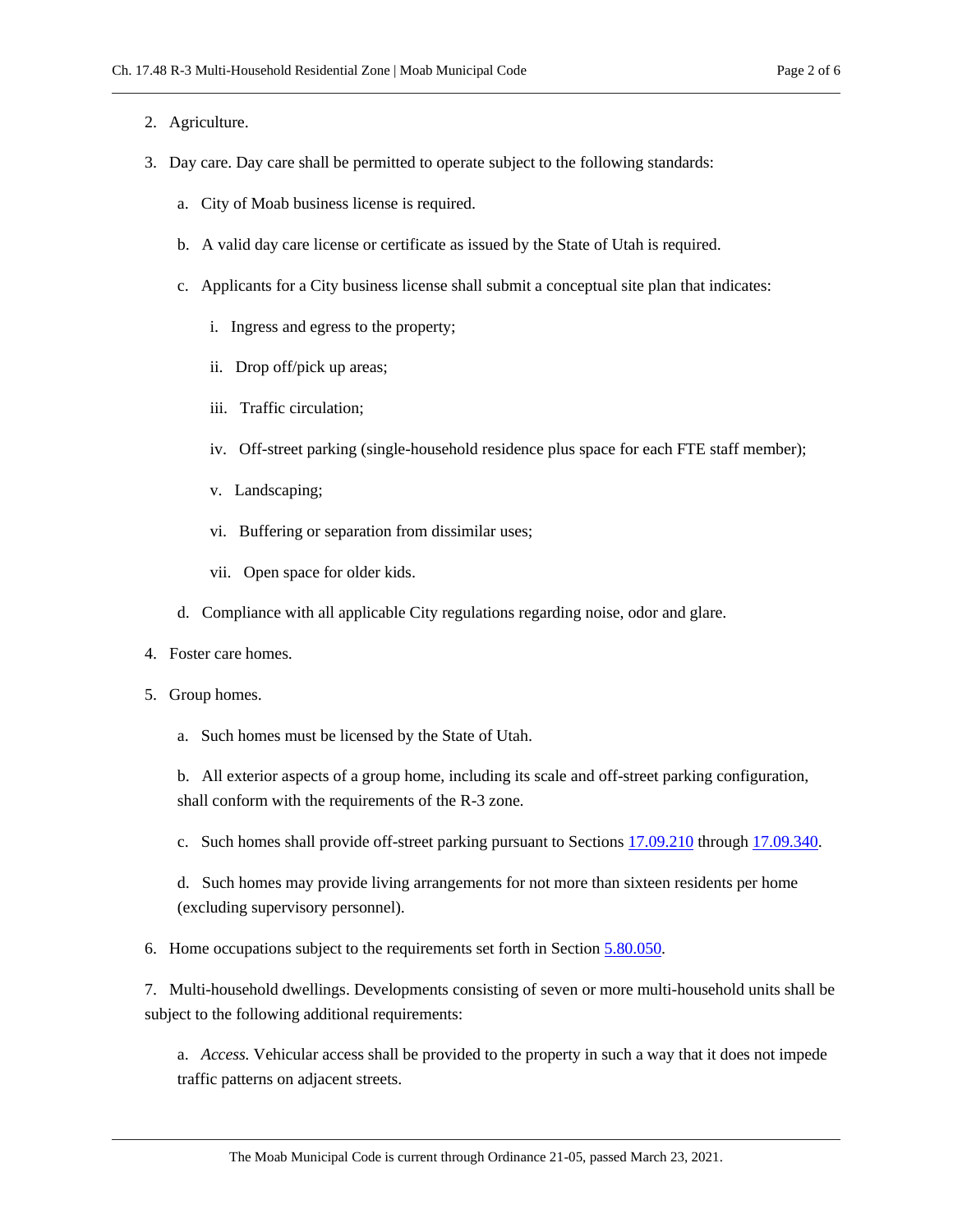2. Agriculture.

3. Day care. Day care shall be permitted to operate subject to the following standards:

   a. City of Moab business license is required.

   b. A valid day care license or certificate as issued by the State of Utah is required.

   c. Applicants for a City business license shall submit a conceptual site plan that indicates:

      i. Ingress and egress to the property;

      ii. Drop off/pick up areas;

      iii. Traffic circulation;

      iv. Off-street parking (single-household residence plus space for each FTE staff member);

      v. Landscaping;

      vi. Buffering or separation from dissimilar uses;

      vii. Open space for older kids.

   d. Compliance with all applicable City regulations regarding noise, odor and glare.

4. Foster care homes.

5. Group homes.

   a. Such homes must be licensed by the State of Utah.

   b. All exterior aspects of a group home, including its scale and off-street parking configuration, shall conform with the requirements of the R-3 zone.

   c. Such homes shall provide off-street parking pursuant to Sections 17.09.210 through 17.09.340.

   d. Such homes may provide living arrangements for not more than sixteen residents per home (excluding supervisory personnel).

6. Home occupations subject to the requirements set forth in Section 5.80.050.

7. Multi-household dwellings. Developments consisting of seven or more multi-household units shall be subject to the following additional requirements:

   a. *Access.* Vehicular access shall be provided to the property in such a way that it does not impede traffic patterns on adjacent streets.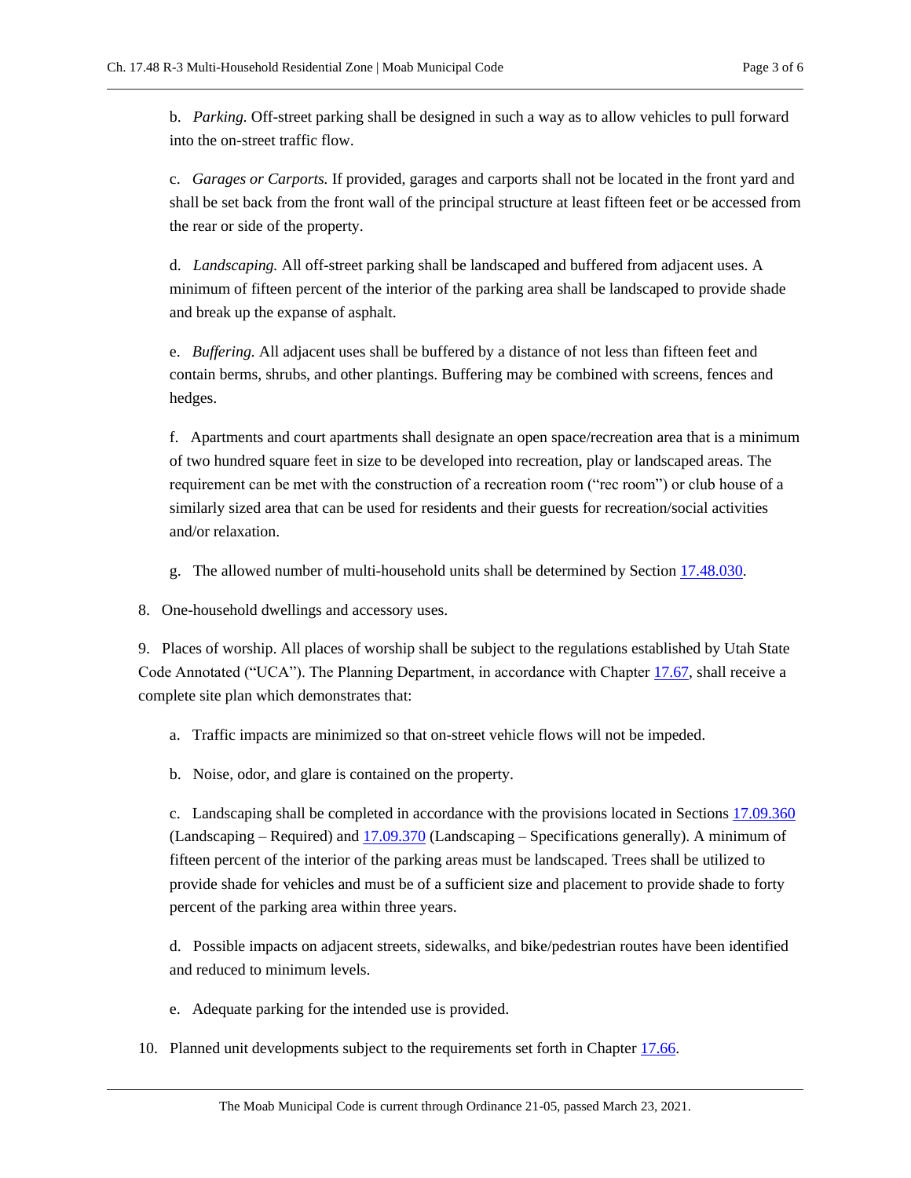b. *Parking.* Off-street parking shall be designed in such a way as to allow vehicles to pull forward into the on-street traffic flow.

c. *Garages or Carports.* If provided, garages and carports shall not be located in the front yard and shall be set back from the front wall of the principal structure at least fifteen feet or be accessed from the rear or side of the property.

d. *Landscaping.* All off-street parking shall be landscaped and buffered from adjacent uses. A minimum of fifteen percent of the interior of the parking area shall be landscaped to provide shade and break up the expanse of asphalt.

e. *Buffering.* All adjacent uses shall be buffered by a distance of not less than fifteen feet and contain berms, shrubs, and other plantings. Buffering may be combined with screens, fences and hedges.

f. Apartments and court apartments shall designate an open space/recreation area that is a minimum of two hundred square feet in size to be developed into recreation, play or landscaped areas. The requirement can be met with the construction of a recreation room ("rec room") or club house of a similarly sized area that can be used for residents and their guests for recreation/social activities and/or relaxation.

g. The allowed number of multi-household units shall be determined by Section 17.48.030.

8. One-household dwellings and accessory uses.

9. Places of worship. All places of worship shall be subject to the regulations established by Utah State Code Annotated ("UCA"). The Planning Department, in accordance with Chapter 17.67, shall receive a complete site plan which demonstrates that:

a. Traffic impacts are minimized so that on-street vehicle flows will not be impeded.

b. Noise, odor, and glare is contained on the property.

c. Landscaping shall be completed in accordance with the provisions located in Sections 17.09.360 (Landscaping – Required) and 17.09.370 (Landscaping – Specifications generally). A minimum of fifteen percent of the interior of the parking areas must be landscaped. Trees shall be utilized to provide shade for vehicles and must be of a sufficient size and placement to provide shade to forty percent of the parking area within three years.

d. Possible impacts on adjacent streets, sidewalks, and bike/pedestrian routes have been identified and reduced to minimum levels.

e. Adequate parking for the intended use is provided.

10. Planned unit developments subject to the requirements set forth in Chapter 17.66.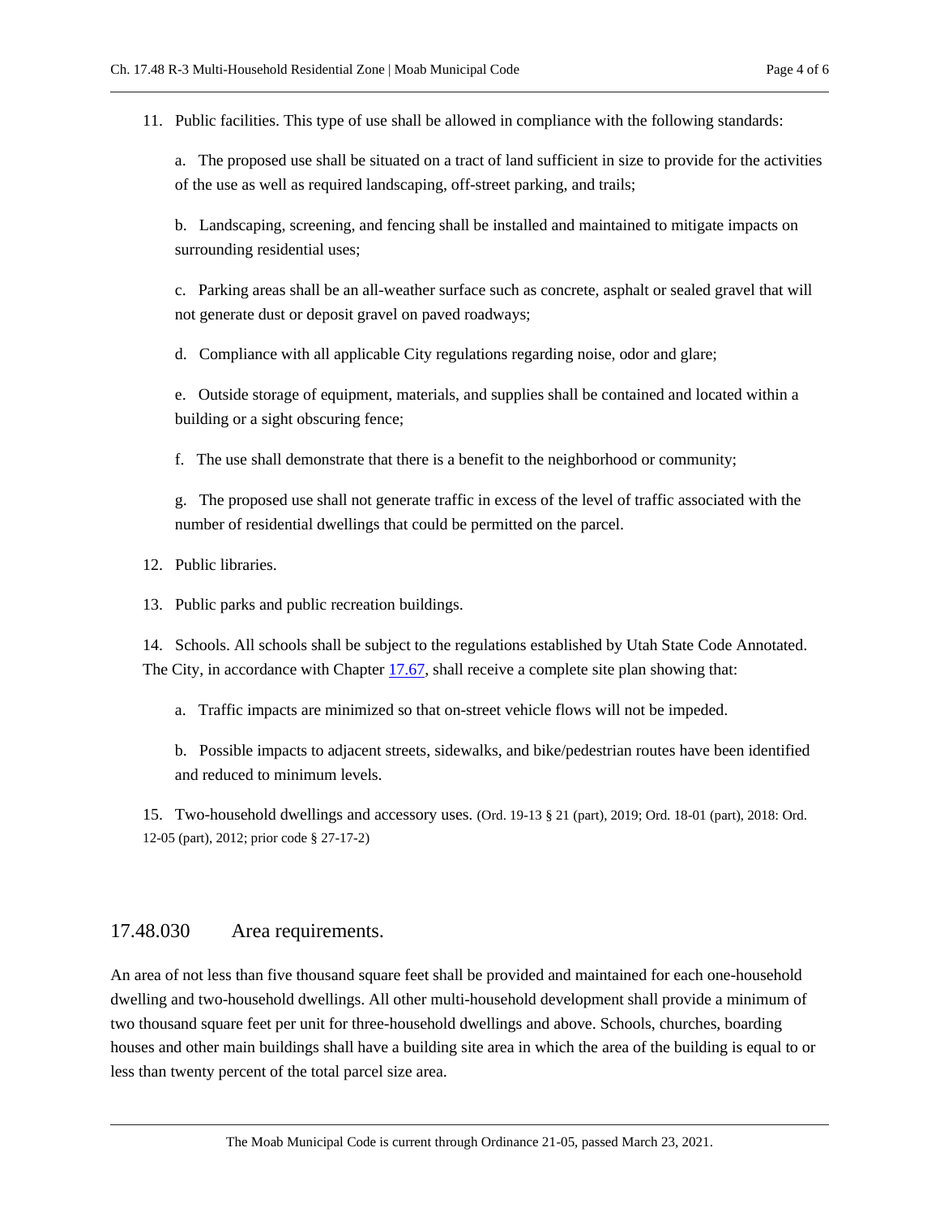11. Public facilities. This type of use shall be allowed in compliance with the following standards:

    a. The proposed use shall be situated on a tract of land sufficient in size to provide for the activities of the use as well as required landscaping, off-street parking, and trails;

    b. Landscaping, screening, and fencing shall be installed and maintained to mitigate impacts on surrounding residential uses;

    c. Parking areas shall be an all-weather surface such as concrete, asphalt or sealed gravel that will not generate dust or deposit gravel on paved roadways;

    d. Compliance with all applicable City regulations regarding noise, odor and glare;

    e. Outside storage of equipment, materials, and supplies shall be contained and located within a building or a sight obscuring fence;

    f. The use shall demonstrate that there is a benefit to the neighborhood or community;

    g. The proposed use shall not generate traffic in excess of the level of traffic associated with the number of residential dwellings that could be permitted on the parcel.

12. Public libraries.

13. Public parks and public recreation buildings.

14. Schools. All schools shall be subject to the regulations established by Utah State Code Annotated. The City, in accordance with Chapter 17.67, shall receive a complete site plan showing that:

    a. Traffic impacts are minimized so that on-street vehicle flows will not be impeded.

    b. Possible impacts to adjacent streets, sidewalks, and bike/pedestrian routes have been identified and reduced to minimum levels.

15. Two-household dwellings and accessory uses. (Ord. 19-13 § 21 (part), 2019; Ord. 18-01 (part), 2018: Ord. 12-05 (part), 2012; prior code § 27-17-2)

## 17.48.030 Area requirements.

An area of not less than five thousand square feet shall be provided and maintained for each one-household dwelling and two-household dwellings. All other multi-household development shall provide a minimum of two thousand square feet per unit for three-household dwellings and above. Schools, churches, boarding houses and other main buildings shall have a building site area in which the area of the building is equal to or less than twenty percent of the total parcel size area.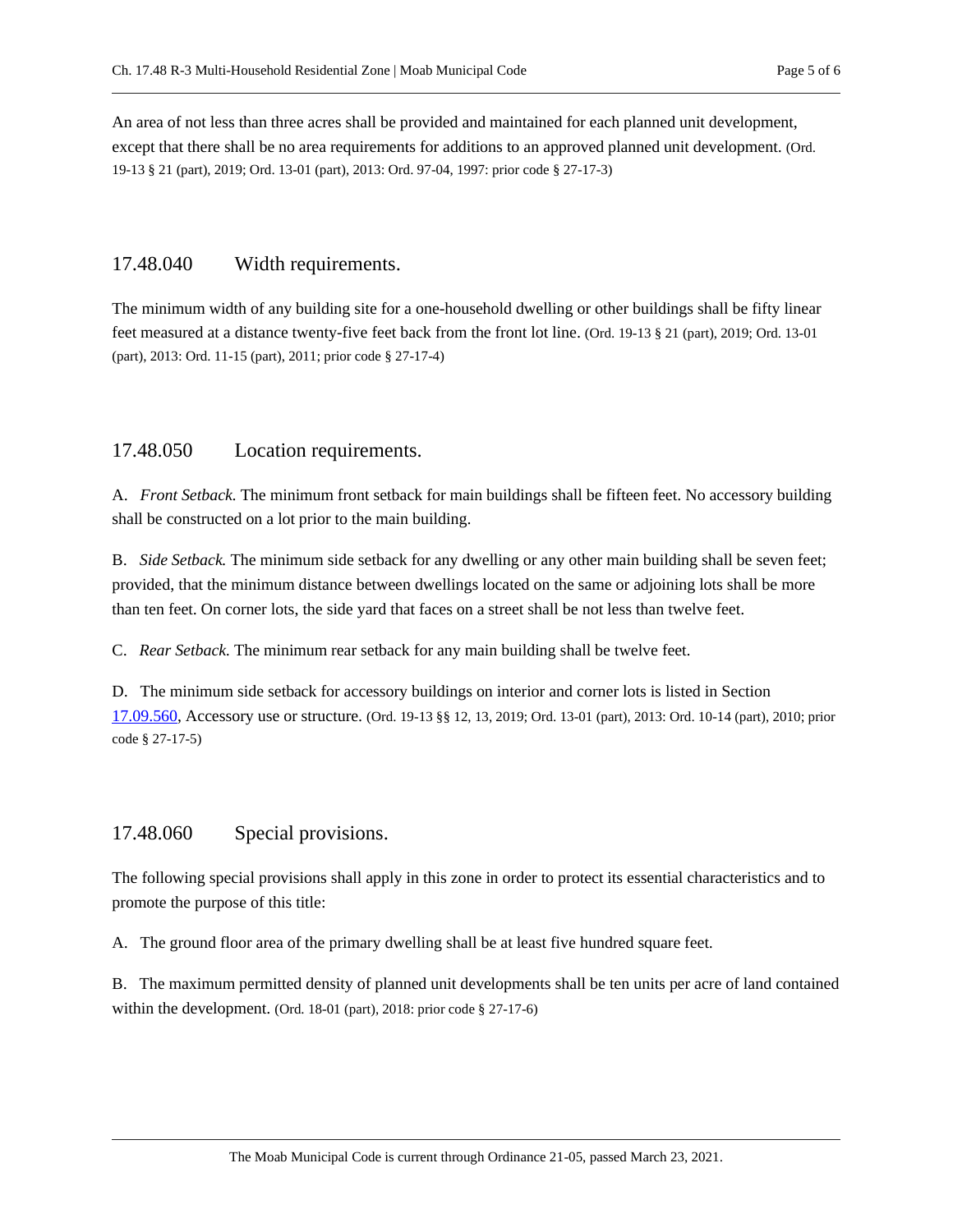An area of not less than three acres shall be provided and maintained for each planned unit development, except that there shall be no area requirements for additions to an approved planned unit development. (Ord. 19-13 § 21 (part), 2019; Ord. 13-01 (part), 2013: Ord. 97-04, 1997: prior code § 27-17-3)

## 17.48.040 Width requirements.

The minimum width of any building site for a one-household dwelling or other buildings shall be fifty linear feet measured at a distance twenty-five feet back from the front lot line. (Ord. 19-13 § 21 (part), 2019; Ord. 13-01 (part), 2013: Ord. 11-15 (part), 2011; prior code § 27-17-4)

## 17.48.050 Location requirements.

A. *Front Setback.* The minimum front setback for main buildings shall be fifteen feet. No accessory building shall be constructed on a lot prior to the main building.

B. *Side Setback.* The minimum side setback for any dwelling or any other main building shall be seven feet; provided, that the minimum distance between dwellings located on the same or adjoining lots shall be more than ten feet. On corner lots, the side yard that faces on a street shall be not less than twelve feet.

C. *Rear Setback.* The minimum rear setback for any main building shall be twelve feet.

D. The minimum side setback for accessory buildings on interior and corner lots is listed in Section 17.09.560, Accessory use or structure. (Ord. 19-13 §§ 12, 13, 2019; Ord. 13-01 (part), 2013: Ord. 10-14 (part), 2010; prior code § 27-17-5)

## 17.48.060 Special provisions.

The following special provisions shall apply in this zone in order to protect its essential characteristics and to promote the purpose of this title:

A. The ground floor area of the primary dwelling shall be at least five hundred square feet.

B. The maximum permitted density of planned unit developments shall be ten units per acre of land contained within the development. (Ord. 18-01 (part), 2018: prior code § 27-17-6)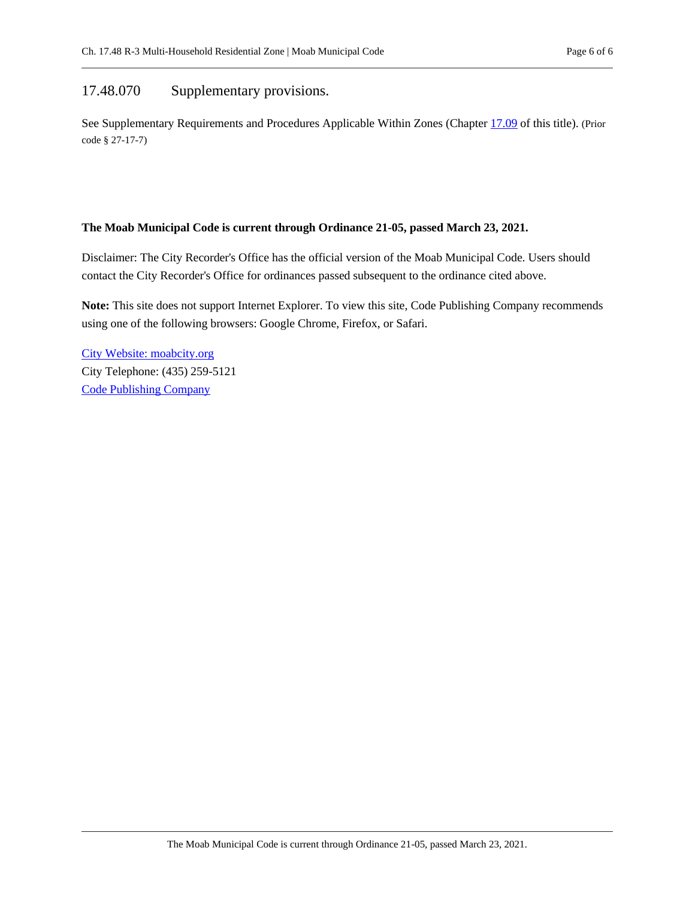## 17.48.070 Supplementary provisions.

See Supplementary Requirements and Procedures Applicable Within Zones (Chapter 17.09 of this title). (Prior code § 27-17-7)

**The Moab Municipal Code is current through Ordinance 21-05, passed March 23, 2021.**

Disclaimer: The City Recorder's Office has the official version of the Moab Municipal Code. Users should contact the City Recorder's Office for ordinances passed subsequent to the ordinance cited above.

**Note:** This site does not support Internet Explorer. To view this site, Code Publishing Company recommends using one of the following browsers: Google Chrome, Firefox, or Safari.

City Website: moabcity.org
City Telephone: (435) 259-5121
Code Publishing Company